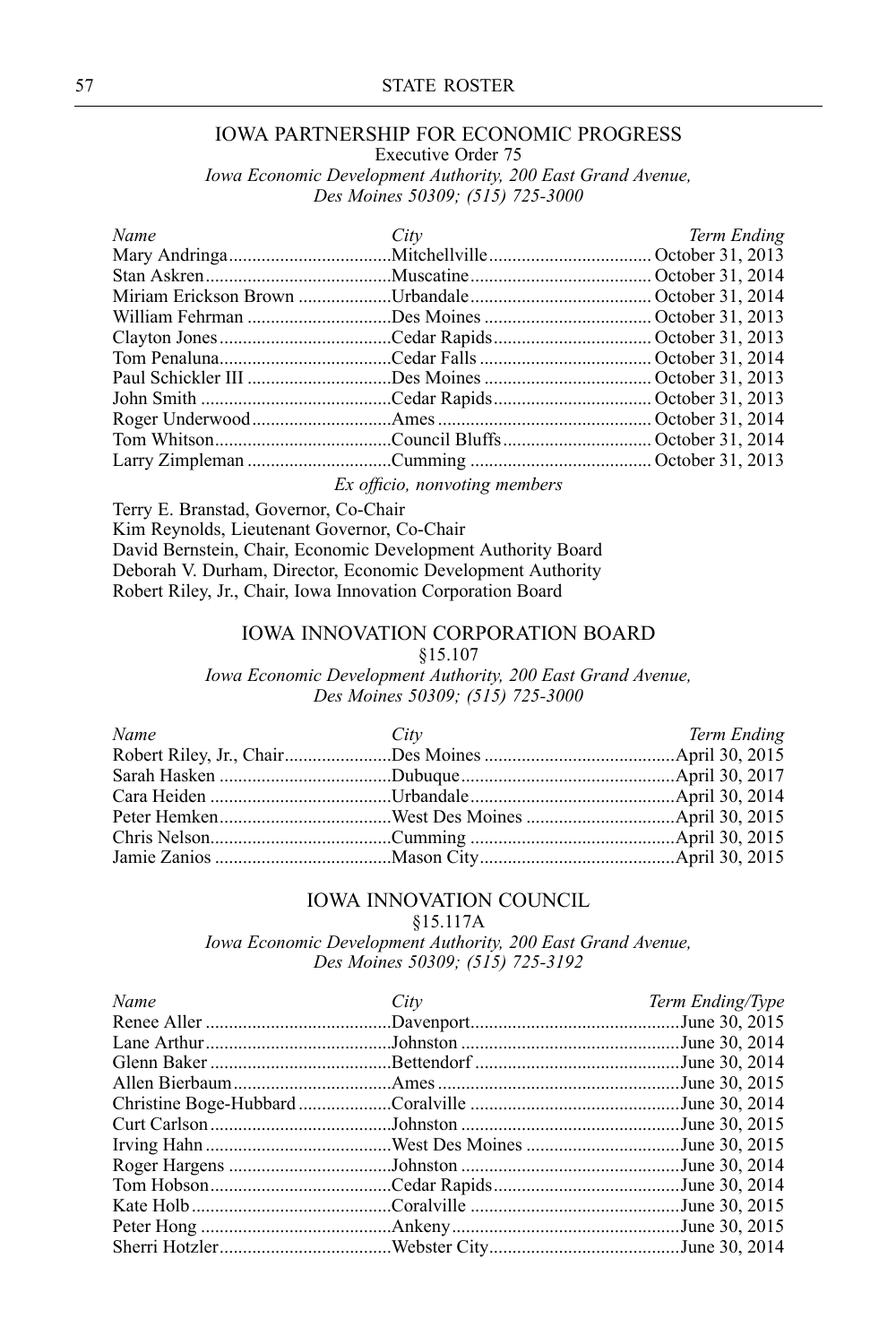## IOWA PARTNERSHIP FOR ECONOMIC PROGRESS

Executive Order 75

*Iowa Economic Development Authority, 200 East Grand Avenue, Des Moines 50309; (515) 725-3000*

| *Name* | *City* | *Term Ending* |
|---|---|---|
| Mary Andringa | Mitchellville | October 31, 2013 |
| Stan Askren | Muscatine | October 31, 2014 |
| Miriam Erickson Brown | Urbandale | October 31, 2014 |
| William Fehrman | Des Moines | October 31, 2013 |
| Clayton Jones | Cedar Rapids | October 31, 2013 |
| Tom Penaluna | Cedar Falls | October 31, 2014 |
| Paul Schickler III | Des Moines | October 31, 2013 |
| John Smith | Cedar Rapids | October 31, 2013 |
| Roger Underwood | Ames | October 31, 2014 |
| Tom Whitson | Council Bluffs | October 31, 2014 |
| Larry Zimpleman | Cumming | October 31, 2013 |

*Ex officio, nonvoting members*

Terry E. Branstad, Governor, Co-Chair
Kim Reynolds, Lieutenant Governor, Co-Chair
David Bernstein, Chair, Economic Development Authority Board
Deborah V. Durham, Director, Economic Development Authority
Robert Riley, Jr., Chair, Iowa Innovation Corporation Board

## IOWA INNOVATION CORPORATION BOARD

§15.107

*Iowa Economic Development Authority, 200 East Grand Avenue, Des Moines 50309; (515) 725-3000*

| *Name* | *City* | *Term Ending* |
|---|---|---|
| Robert Riley, Jr., Chair | Des Moines | April 30, 2015 |
| Sarah Hasken | Dubuque | April 30, 2017 |
| Cara Heiden | Urbandale | April 30, 2014 |
| Peter Hemken | West Des Moines | April 30, 2015 |
| Chris Nelson | Cumming | April 30, 2015 |
| Jamie Zanios | Mason City | April 30, 2015 |

## IOWA INNOVATION COUNCIL

§15.117A

*Iowa Economic Development Authority, 200 East Grand Avenue, Des Moines 50309; (515) 725-3192*

| *Name* | *City* | *Term Ending/Type* |
|---|---|---|
| Renee Aller | Davenport | June 30, 2015 |
| Lane Arthur | Johnston | June 30, 2014 |
| Glenn Baker | Bettendorf | June 30, 2014 |
| Allen Bierbaum | Ames | June 30, 2015 |
| Christine Boge-Hubbard | Coralville | June 30, 2014 |
| Curt Carlson | Johnston | June 30, 2015 |
| Irving Hahn | West Des Moines | June 30, 2015 |
| Roger Hargens | Johnston | June 30, 2014 |
| Tom Hobson | Cedar Rapids | June 30, 2014 |
| Kate Holb | Coralville | June 30, 2015 |
| Peter Hong | Ankeny | June 30, 2015 |
| Sherri Hotzler | Webster City | June 30, 2014 |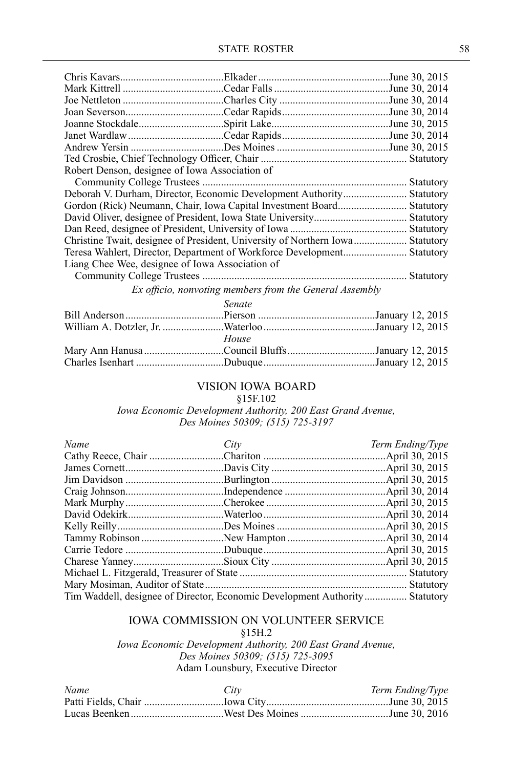| | | |
|---|---|---|
| Chris Kavars | Elkader | June 30, 2015 |
| Mark Kittrell | Cedar Falls | June 30, 2014 |
| Joe Nettleton | Charles City | June 30, 2014 |
| Joan Severson | Cedar Rapids | June 30, 2014 |
| Joanne Stockdale | Spirit Lake | June 30, 2015 |
| Janet Wardlaw | Cedar Rapids | June 30, 2014 |
| Andrew Yersin | Des Moines | June 30, 2015 |
| Ted Crosbie, Chief Technology Officer, Chair | | Statutory |
| Robert Denson, designee of Iowa Association of Community College Trustees | | Statutory |
| Deborah V. Durham, Director, Economic Development Authority | | Statutory |
| Gordon (Rick) Neumann, Chair, Iowa Capital Investment Board | | Statutory |
| David Oliver, designee of President, Iowa State University | | Statutory |
| Dan Reed, designee of President, University of Iowa | | Statutory |
| Christine Twait, designee of President, University of Northern Iowa | | Statutory |
| Teresa Wahlert, Director, Department of Workforce Development | | Statutory |
| Liang Chee Wee, designee of Iowa Association of Community College Trustees | | Statutory |

*Ex officio, nonvoting members from the General Assembly*

*Senate*

| | | |
|---|---|---|
| Bill Anderson | Pierson | January 12, 2015 |
| William A. Dotzler, Jr. | Waterloo | January 12, 2015 |

*House*

| | | |
|---|---|---|
| Mary Ann Hanusa | Council Bluffs | January 12, 2015 |
| Charles Isenhart | Dubuque | January 12, 2015 |

## VISION IOWA BOARD

§15F.102

*Iowa Economic Development Authority, 200 East Grand Avenue, Des Moines 50309; (515) 725-3197*

| *Name* | *City* | *Term Ending/Type* |
|---|---|---|
| Cathy Reece, Chair | Chariton | April 30, 2015 |
| James Cornett | Davis City | April 30, 2015 |
| Jim Davidson | Burlington | April 30, 2015 |
| Craig Johnson | Independence | April 30, 2014 |
| Mark Murphy | Cherokee | April 30, 2015 |
| David Odekirk | Waterloo | April 30, 2014 |
| Kelly Reilly | Des Moines | April 30, 2015 |
| Tammy Robinson | New Hampton | April 30, 2014 |
| Carrie Tedore | Dubuque | April 30, 2015 |
| Charese Yanney | Sioux City | April 30, 2015 |
| Michael L. Fitzgerald, Treasurer of State | | Statutory |
| Mary Mosiman, Auditor of State | | Statutory |
| Tim Waddell, designee of Director, Economic Development Authority | | Statutory |

## IOWA COMMISSION ON VOLUNTEER SERVICE

§15H.2

*Iowa Economic Development Authority, 200 East Grand Avenue, Des Moines 50309; (515) 725-3095*

Adam Lounsbury, Executive Director

| *Name* | *City* | *Term Ending/Type* |
|---|---|---|
| Patti Fields, Chair | Iowa City | June 30, 2015 |
| Lucas Beenken | West Des Moines | June 30, 2016 |